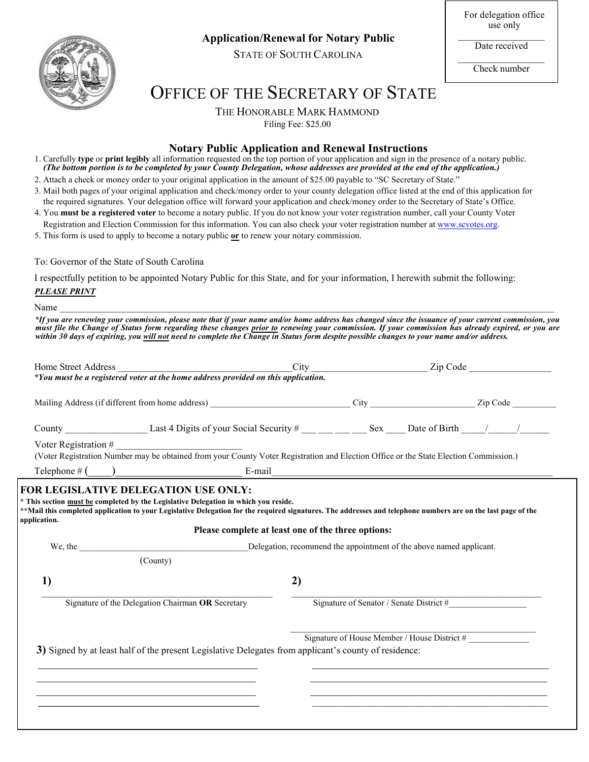For delegation office use only

\_\_\_\_\_\_\_\_\_\_\_\_\_\_\_\_
Date received

\_\_\_\_\_\_\_\_\_\_\_\_\_\_\_\_
Check number

**Application/Renewal for Notary Public**

STATE OF SOUTH CAROLINA

# OFFICE OF THE SECRETARY OF STATE

THE HONORABLE MARK HAMMOND

Filing Fee: $25.00

## Notary Public Application and Renewal Instructions

1. Carefully **type** or **print legibly** all information requested on the top portion of your application and sign in the presence of a notary public. ***(The bottom portion is to be completed by your County Delegation, whose addresses are provided at the end of the application.)***
2. Attach a check or money order to your original application in the amount of $25.00 payable to "SC Secretary of State."
3. Mail both pages of your original application and check/money order to your county delegation office listed at the end of this application for the required signatures. Your delegation office will forward your application and check/money order to the Secretary of State's Office.
4. You **must be a registered voter** to become a notary public. If you do not know your voter registration number, call your County Voter Registration and Election Commission for this information. You can also check your voter registration number at www.scvotes.org.
5. This form is used to apply to become a notary public **or** to renew your notary commission.

To: Governor of the State of South Carolina

I respectfully petition to be appointed Notary Public for this State, and for your information, I herewith submit the following:

***PLEASE PRINT***

Name \_\_\_\_\_\_\_\_\_\_\_\_\_\_\_\_\_\_\_\_\_\_\_\_\_\_\_\_\_\_\_\_\_\_\_\_\_\_\_\_\_\_\_\_\_\_\_\_\_\_\_\_\_\_\_\_\_\_\_\_

***\*If you are renewing your commission, please note that if your name and/or home address has changed since the issuance of your current commission, you must file the Change of Status form regarding these changes prior to renewing your commission. If your commission has already expired, or you are within 30 days of expiring, you will not need to complete the Change in Status form despite possible changes to your name and/or address.***

Home Street Address \_\_\_\_\_\_\_\_\_\_\_\_\_\_\_\_\_\_\_\_\_\_\_\_ City \_\_\_\_\_\_\_\_\_\_\_\_\_\_\_\_ Zip Code \_\_\_\_\_\_\_\_\_\_\_\_

***\*You must be a registered voter at the home address provided on this application.***

Mailing Address (if different from home address) \_\_\_\_\_\_\_\_\_\_\_\_\_\_\_\_\_\_\_\_ City \_\_\_\_\_\_\_\_\_\_\_\_\_\_\_\_ Zip Code \_\_\_\_\_\_\_

County \_\_\_\_\_\_\_\_\_\_\_\_ Last 4 Digits of your Social Security # \_\_\_ \_\_\_ \_\_\_ \_\_\_ Sex \_\_\_\_ Date of Birth \_\_\_\_\_/\_\_\_\_\_/\_\_\_\_\_

Voter Registration # \_\_\_\_\_\_\_\_\_\_\_\_\_\_\_\_\_\_\_\_\_\_\_\_

(Voter Registration Number may be obtained from your County Voter Registration and Election Office or the State Election Commission.)

Telephone # (\_\_\_\_\_)\_\_\_\_\_\_\_\_\_\_\_\_\_\_\_\_\_\_\_\_ E-mail\_\_\_\_\_\_\_\_\_\_\_\_\_\_\_\_\_\_\_\_\_\_\_\_\_\_\_\_\_\_\_\_\_\_\_\_\_\_\_\_

## FOR LEGISLATIVE DELEGATION USE ONLY:

**\* This section must be completed by the Legislative Delegation in which you reside.**

**\*\*Mail this completed application to your Legislative Delegation for the required signatures. The addresses and telephone numbers are on the last page of the application.**

**Please complete at least one of the three options:**

We, the \_\_\_\_\_\_\_\_\_\_\_\_\_\_\_\_\_\_\_\_\_\_\_\_\_\_\_\_\_\_Delegation, recommend the appointment of the above named applicant.

(County)

**1)**

\_\_\_\_\_\_\_\_\_\_\_\_\_\_\_\_\_\_\_\_\_\_\_\_\_\_\_\_\_\_\_\_\_\_\_\_\_\_\_\_
Signature of the Delegation Chairman **OR** Secretary

**2)**

\_\_\_\_\_\_\_\_\_\_\_\_\_\_\_\_\_\_\_\_\_\_\_\_\_\_\_\_\_\_\_\_\_\_\_\_\_\_\_\_
Signature of Senator / Senate District #\_\_\_\_\_\_\_\_\_\_\_\_\_\_\_

\_\_\_\_\_\_\_\_\_\_\_\_\_\_\_\_\_\_\_\_\_\_\_\_\_\_\_\_\_\_\_\_\_\_\_\_\_\_\_\_
Signature of House Member / House District # \_\_\_\_\_\_\_\_\_\_\_\_

**3)** Signed by at least half of the present Legislative Delegates from applicant's county of residence:

\_\_\_\_\_\_\_\_\_\_\_\_\_\_\_\_\_\_\_\_\_\_\_\_\_\_\_\_\_\_\_\_\_\_\_\_\_\_\_\_ \_\_\_\_\_\_\_\_\_\_\_\_\_\_\_\_\_\_\_\_\_\_\_\_\_\_\_\_\_\_\_\_\_\_\_\_\_\_\_\_

\_\_\_\_\_\_\_\_\_\_\_\_\_\_\_\_\_\_\_\_\_\_\_\_\_\_\_\_\_\_\_\_\_\_\_\_\_\_\_\_ \_\_\_\_\_\_\_\_\_\_\_\_\_\_\_\_\_\_\_\_\_\_\_\_\_\_\_\_\_\_\_\_\_\_\_\_\_\_\_\_

\_\_\_\_\_\_\_\_\_\_\_\_\_\_\_\_\_\_\_\_\_\_\_\_\_\_\_\_\_\_\_\_\_\_\_\_\_\_\_\_ \_\_\_\_\_\_\_\_\_\_\_\_\_\_\_\_\_\_\_\_\_\_\_\_\_\_\_\_\_\_\_\_\_\_\_\_\_\_\_\_

\_\_\_\_\_\_\_\_\_\_\_\_\_\_\_\_\_\_\_\_\_\_\_\_\_\_\_\_\_\_\_\_\_\_\_\_\_\_\_\_ \_\_\_\_\_\_\_\_\_\_\_\_\_\_\_\_\_\_\_\_\_\_\_\_\_\_\_\_\_\_\_\_\_\_\_\_\_\_\_\_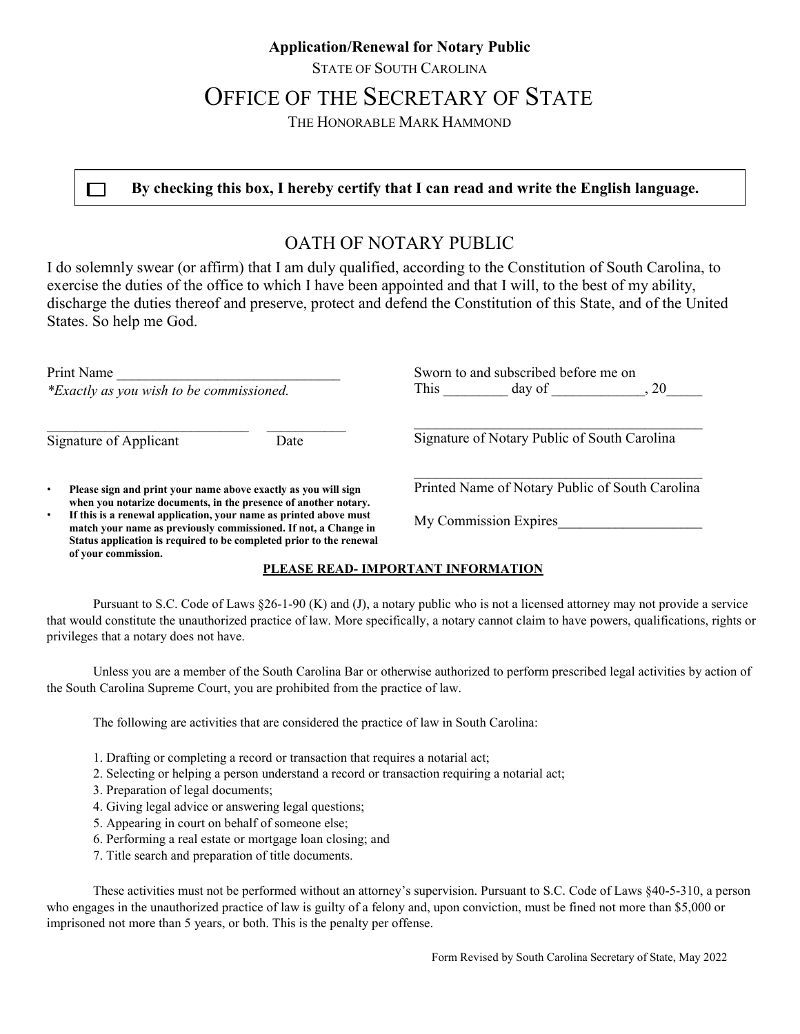**Application/Renewal for Notary Public**

STATE OF SOUTH CAROLINA

# OFFICE OF THE SECRETARY OF STATE

THE HONORABLE MARK HAMMOND

☐ **By checking this box, I hereby certify that I can read and write the English language.**

## OATH OF NOTARY PUBLIC

I do solemnly swear (or affirm) that I am duly qualified, according to the Constitution of South Carolina, to exercise the duties of the office to which I have been appointed and that I will, to the best of my ability, discharge the duties thereof and preserve, protect and defend the Constitution of this State, and of the United States. So help me God.

Print Name ________________________________
*\*Exactly as you wish to be commissioned.*

____________________________ ___________
Signature of Applicant Date

- **Please sign and print your name above exactly as you will sign when you notarize documents, in the presence of another notary.**
- **If this is a renewal application, your name as printed above must match your name as previously commissioned. If not, a Change in Status application is required to be completed prior to the renewal of your commission.**

Sworn to and subscribed before me on
This _________ day of _____________, 20_____

__________________________________________
Signature of Notary Public of South Carolina

__________________________________________
Printed Name of Notary Public of South Carolina

My Commission Expires____________________

**PLEASE READ- IMPORTANT INFORMATION**

Pursuant to S.C. Code of Laws §26-1-90 (K) and (J), a notary public who is not a licensed attorney may not provide a service that would constitute the unauthorized practice of law. More specifically, a notary cannot claim to have powers, qualifications, rights or privileges that a notary does not have.

Unless you are a member of the South Carolina Bar or otherwise authorized to perform prescribed legal activities by action of the South Carolina Supreme Court, you are prohibited from the practice of law.

The following are activities that are considered the practice of law in South Carolina:

1. Drafting or completing a record or transaction that requires a notarial act;
2. Selecting or helping a person understand a record or transaction requiring a notarial act;
3. Preparation of legal documents;
4. Giving legal advice or answering legal questions;
5. Appearing in court on behalf of someone else;
6. Performing a real estate or mortgage loan closing; and
7. Title search and preparation of title documents.

These activities must not be performed without an attorney's supervision. Pursuant to S.C. Code of Laws §40-5-310, a person who engages in the unauthorized practice of law is guilty of a felony and, upon conviction, must be fined not more than $5,000 or imprisoned not more than 5 years, or both. This is the penalty per offense.

Form Revised by South Carolina Secretary of State, May 2022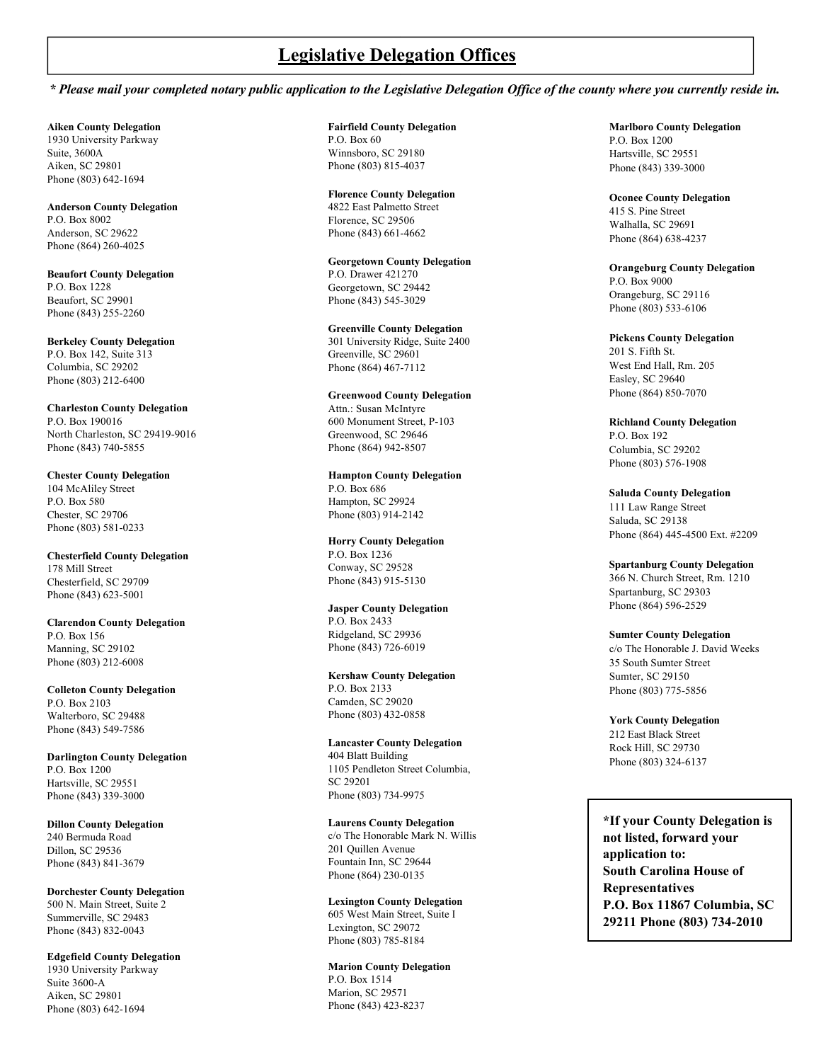# Legislative Delegation Offices

***** Please mail your completed notary public application to the Legislative Delegation Office of the county where you currently reside in.***

**Aiken County Delegation**
1930 University Parkway
Suite, 3600A
Aiken, SC 29801
Phone (803) 642-1694

**Anderson County Delegation**
P.O. Box 8002
Anderson, SC 29622
Phone (864) 260-4025

**Beaufort County Delegation**
P.O. Box 1228
Beaufort, SC 29901
Phone (843) 255-2260

**Berkeley County Delegation**
P.O. Box 142, Suite 313
Columbia, SC 29202
Phone (803) 212-6400

**Charleston County Delegation**
P.O. Box 190016
North Charleston, SC 29419-9016
Phone (843) 740-5855

**Chester County Delegation**
104 McAliley Street
P.O. Box 580
Chester, SC 29706
Phone (803) 581-0233

**Chesterfield County Delegation**
178 Mill Street
Chesterfield, SC 29709
Phone (843) 623-5001

**Clarendon County Delegation**
P.O. Box 156
Manning, SC 29102
Phone (803) 212-6008

**Colleton County Delegation**
P.O. Box 2103
Walterboro, SC 29488
Phone (843) 549-7586

**Darlington County Delegation**
P.O. Box 1200
Hartsville, SC 29551
Phone (843) 339-3000

**Dillon County Delegation**
240 Bermuda Road
Dillon, SC 29536
Phone (843) 841-3679

**Dorchester County Delegation**
500 N. Main Street, Suite 2
Summerville, SC 29483
Phone (843) 832-0043

**Edgefield County Delegation**
1930 University Parkway
Suite 3600-A
Aiken, SC 29801
Phone (803) 642-1694

**Fairfield County Delegation**
P.O. Box 60
Winnsboro, SC 29180
Phone (803) 815-4037

**Florence County Delegation**
4822 East Palmetto Street
Florence, SC 29506
Phone (843) 661-4662

**Georgetown County Delegation**
P.O. Drawer 421270
Georgetown, SC 29442
Phone (843) 545-3029

**Greenville County Delegation**
301 University Ridge, Suite 2400
Greenville, SC 29601
Phone (864) 467-7112

**Greenwood County Delegation**
Attn.: Susan McIntyre
600 Monument Street, P-103
Greenwood, SC 29646
Phone (864) 942-8507

**Hampton County Delegation**
P.O. Box 686
Hampton, SC 29924
Phone (803) 914-2142

**Horry County Delegation**
P.O. Box 1236
Conway, SC 29528
Phone (843) 915-5130

**Jasper County Delegation**
P.O. Box 2433
Ridgeland, SC 29936
Phone (843) 726-6019

**Kershaw County Delegation**
P.O. Box 2133
Camden, SC 29020
Phone (803) 432-0858

**Lancaster County Delegation**
404 Blatt Building
1105 Pendleton Street Columbia,
SC 29201
Phone (803) 734-9975

**Laurens County Delegation**
c/o The Honorable Mark N. Willis
201 Quillen Avenue
Fountain Inn, SC 29644
Phone (864) 230-0135

**Lexington County Delegation**
605 West Main Street, Suite I
Lexington, SC 29072
Phone (803) 785-8184

**Marion County Delegation**
P.O. Box 1514
Marion, SC 29571
Phone (843) 423-8237

**Marlboro County Delegation**
P.O. Box 1200
Hartsville, SC 29551
Phone (843) 339-3000

**Oconee County Delegation**
415 S. Pine Street
Walhalla, SC 29691
Phone (864) 638-4237

**Orangeburg County Delegation**
P.O. Box 9000
Orangeburg, SC 29116
Phone (803) 533-6106

**Pickens County Delegation**
201 S. Fifth St.
West End Hall, Rm. 205
Easley, SC 29640
Phone (864) 850-7070

**Richland County Delegation**
P.O. Box 192
Columbia, SC 29202
Phone (803) 576-1908

**Saluda County Delegation**
111 Law Range Street
Saluda, SC 29138
Phone (864) 445-4500 Ext. #2209

**Spartanburg County Delegation**
366 N. Church Street, Rm. 1210
Spartanburg, SC 29303
Phone (864) 596-2529

**Sumter County Delegation**
c/o The Honorable J. David Weeks
35 South Sumter Street
Sumter, SC 29150
Phone (803) 775-5856

**York County Delegation**
212 East Black Street
Rock Hill, SC 29730
Phone (803) 324-6137

**\*If your County Delegation is not listed, forward your application to:**
**South Carolina House of Representatives**
**P.O. Box 11867 Columbia, SC 29211 Phone (803) 734-2010**